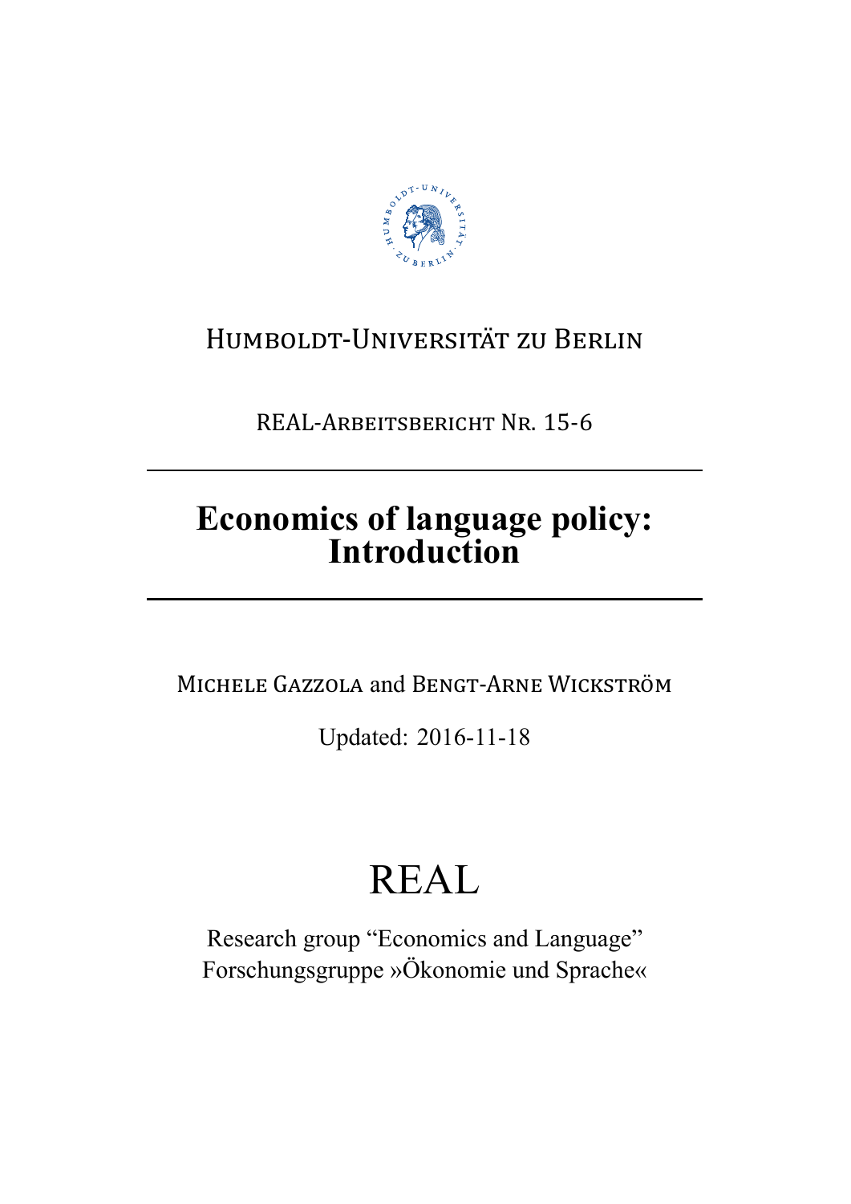Humboldt-Universität zu Berlin

REAL-Arbeitsbericht Nr. 15-6

# Economics of language policy: Introduction

Michele Gazzola and Bengt-Arne Wickström

Updated: 2016-11-18

# REAL

Research group "Economics and Language"
Forschungsgruppe »Ökonomie und Sprache«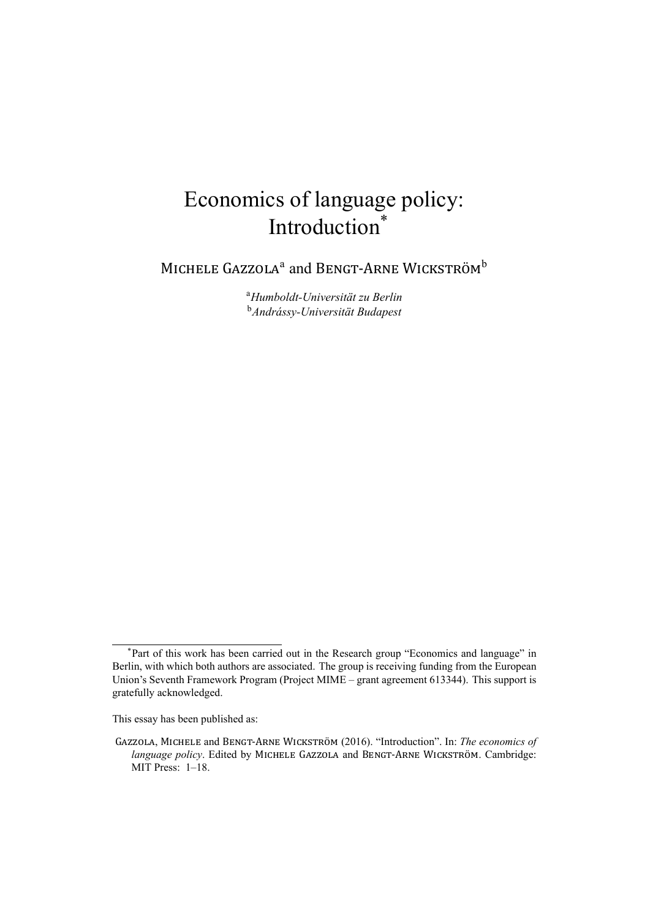# Economics of language policy: Introduction[*]

Michele Gazzola[a] and Bengt-Arne Wickström[b]

[a]*Humboldt-Universität zu Berlin*
[b]*Andrássy-Universität Budapest*

---

[*]Part of this work has been carried out in the Research group "Economics and language" in Berlin, with which both authors are associated. The group is receiving funding from the European Union's Seventh Framework Program (Project MIME – grant agreement 613344). This support is gratefully acknowledged.

This essay has been published as:

Gazzola, Michele and Bengt-Arne Wickström (2016). "Introduction". In: *The economics of language policy*. Edited by Michele Gazzola and Bengt-Arne Wickström. Cambridge: MIT Press: 1–18.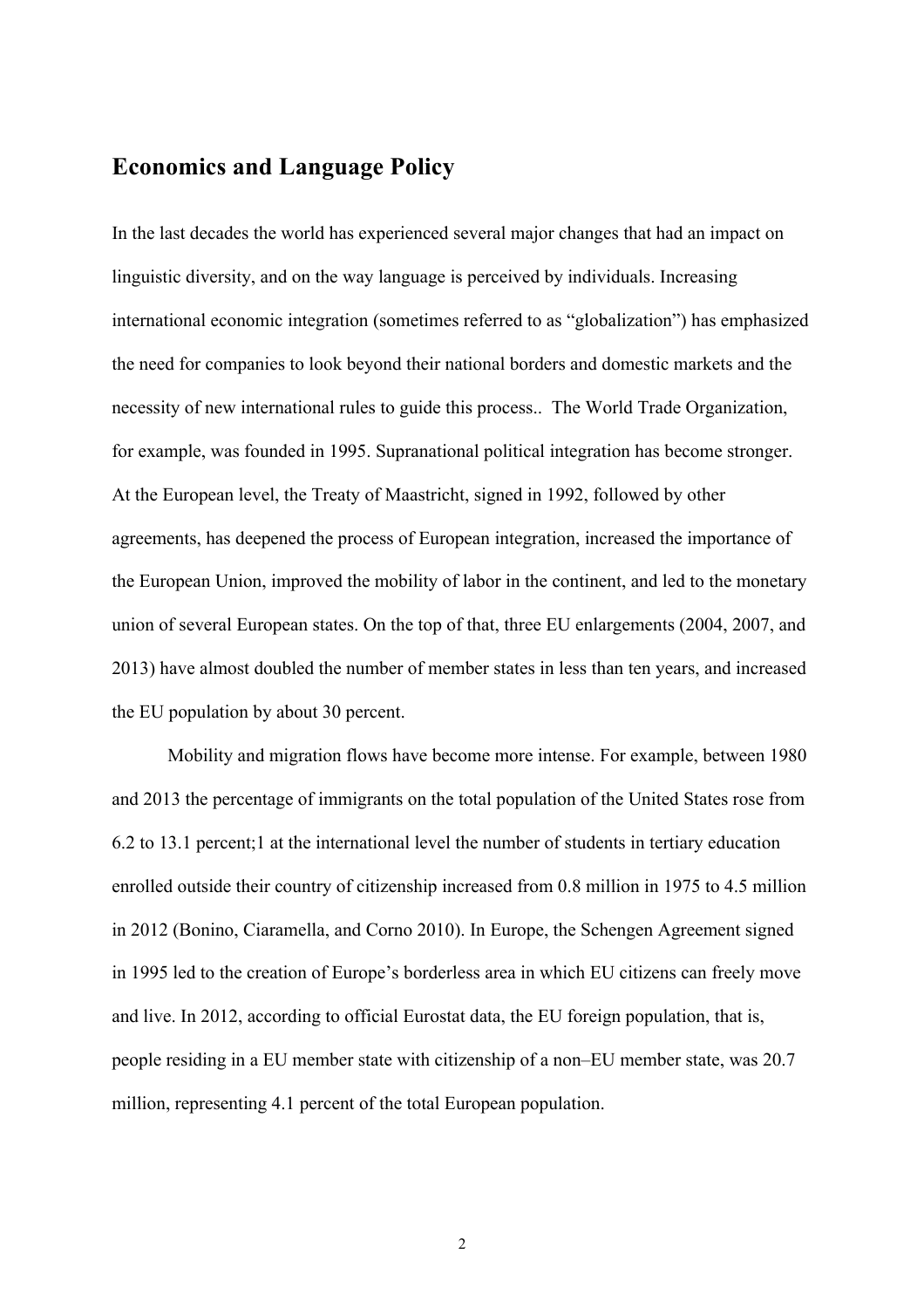## Economics and Language Policy

In the last decades the world has experienced several major changes that had an impact on linguistic diversity, and on the way language is perceived by individuals. Increasing international economic integration (sometimes referred to as "globalization") has emphasized the need for companies to look beyond their national borders and domestic markets and the necessity of new international rules to guide this process.. The World Trade Organization, for example, was founded in 1995. Supranational political integration has become stronger. At the European level, the Treaty of Maastricht, signed in 1992, followed by other agreements, has deepened the process of European integration, increased the importance of the European Union, improved the mobility of labor in the continent, and led to the monetary union of several European states. On the top of that, three EU enlargements (2004, 2007, and 2013) have almost doubled the number of member states in less than ten years, and increased the EU population by about 30 percent.

Mobility and migration flows have become more intense. For example, between 1980 and 2013 the percentage of immigrants on the total population of the United States rose from 6.2 to 13.1 percent;[1] at the international level the number of students in tertiary education enrolled outside their country of citizenship increased from 0.8 million in 1975 to 4.5 million in 2012 (Bonino, Ciaramella, and Corno 2010). In Europe, the Schengen Agreement signed in 1995 led to the creation of Europe's borderless area in which EU citizens can freely move and live. In 2012, according to official Eurostat data, the EU foreign population, that is, people residing in a EU member state with citizenship of a non–EU member state, was 20.7 million, representing 4.1 percent of the total European population.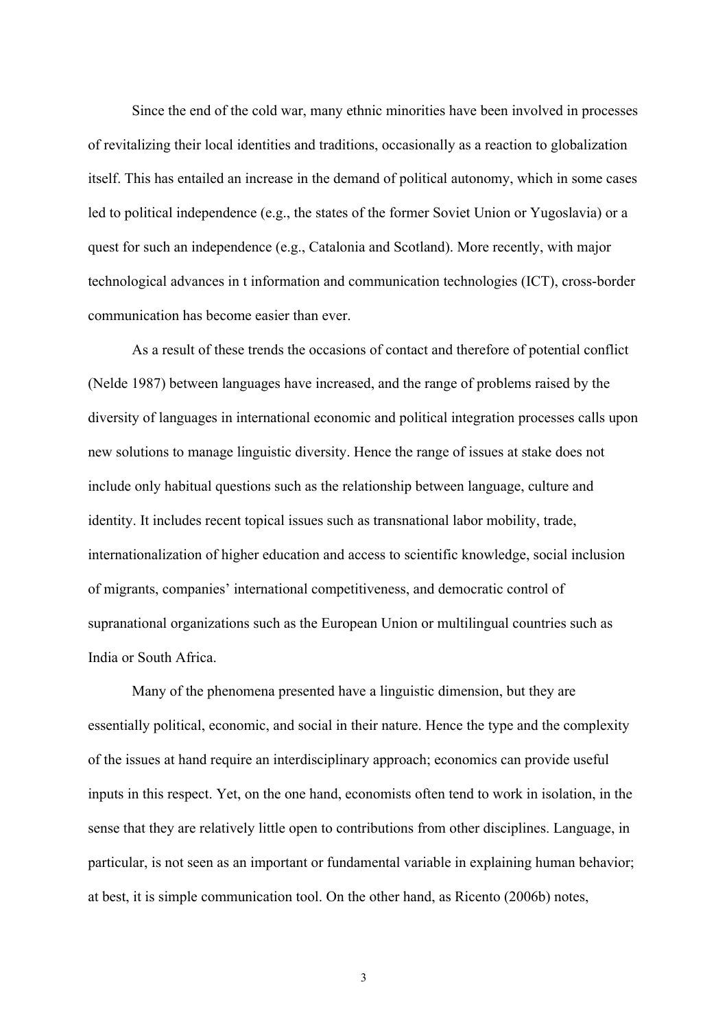Since the end of the cold war, many ethnic minorities have been involved in processes of revitalizing their local identities and traditions, occasionally as a reaction to globalization itself. This has entailed an increase in the demand of political autonomy, which in some cases led to political independence (e.g., the states of the former Soviet Union or Yugoslavia) or a quest for such an independence (e.g., Catalonia and Scotland). More recently, with major technological advances in t information and communication technologies (ICT), cross-border communication has become easier than ever.

As a result of these trends the occasions of contact and therefore of potential conflict (Nelde 1987) between languages have increased, and the range of problems raised by the diversity of languages in international economic and political integration processes calls upon new solutions to manage linguistic diversity. Hence the range of issues at stake does not include only habitual questions such as the relationship between language, culture and identity. It includes recent topical issues such as transnational labor mobility, trade, internationalization of higher education and access to scientific knowledge, social inclusion of migrants, companies' international competitiveness, and democratic control of supranational organizations such as the European Union or multilingual countries such as India or South Africa.

Many of the phenomena presented have a linguistic dimension, but they are essentially political, economic, and social in their nature. Hence the type and the complexity of the issues at hand require an interdisciplinary approach; economics can provide useful inputs in this respect. Yet, on the one hand, economists often tend to work in isolation, in the sense that they are relatively little open to contributions from other disciplines. Language, in particular, is not seen as an important or fundamental variable in explaining human behavior; at best, it is simple communication tool. On the other hand, as Ricento (2006b) notes,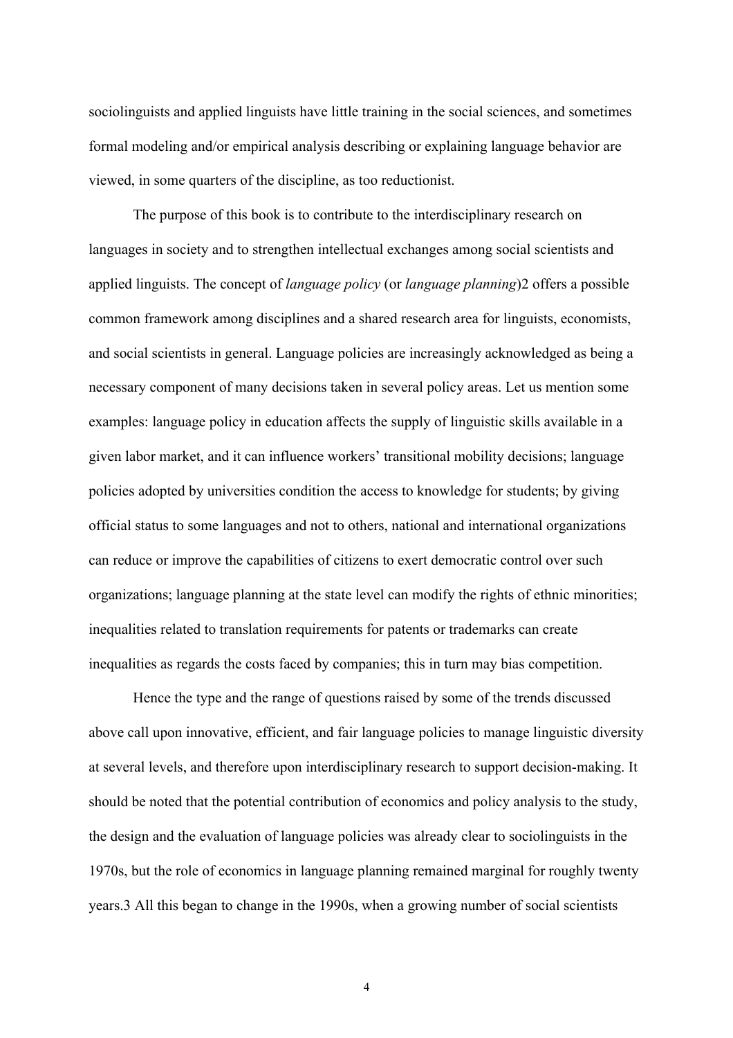sociolinguists and applied linguists have little training in the social sciences, and sometimes formal modeling and/or empirical analysis describing or explaining language behavior are viewed, in some quarters of the discipline, as too reductionist.

The purpose of this book is to contribute to the interdisciplinary research on languages in society and to strengthen intellectual exchanges among social scientists and applied linguists. The concept of *language policy* (or *language planning*)[2] offers a possible common framework among disciplines and a shared research area for linguists, economists, and social scientists in general. Language policies are increasingly acknowledged as being a necessary component of many decisions taken in several policy areas. Let us mention some examples: language policy in education affects the supply of linguistic skills available in a given labor market, and it can influence workers' transitional mobility decisions; language policies adopted by universities condition the access to knowledge for students; by giving official status to some languages and not to others, national and international organizations can reduce or improve the capabilities of citizens to exert democratic control over such organizations; language planning at the state level can modify the rights of ethnic minorities; inequalities related to translation requirements for patents or trademarks can create inequalities as regards the costs faced by companies; this in turn may bias competition.

Hence the type and the range of questions raised by some of the trends discussed above call upon innovative, efficient, and fair language policies to manage linguistic diversity at several levels, and therefore upon interdisciplinary research to support decision-making. It should be noted that the potential contribution of economics and policy analysis to the study, the design and the evaluation of language policies was already clear to sociolinguists in the 1970s, but the role of economics in language planning remained marginal for roughly twenty years.[3] All this began to change in the 1990s, when a growing number of social scientists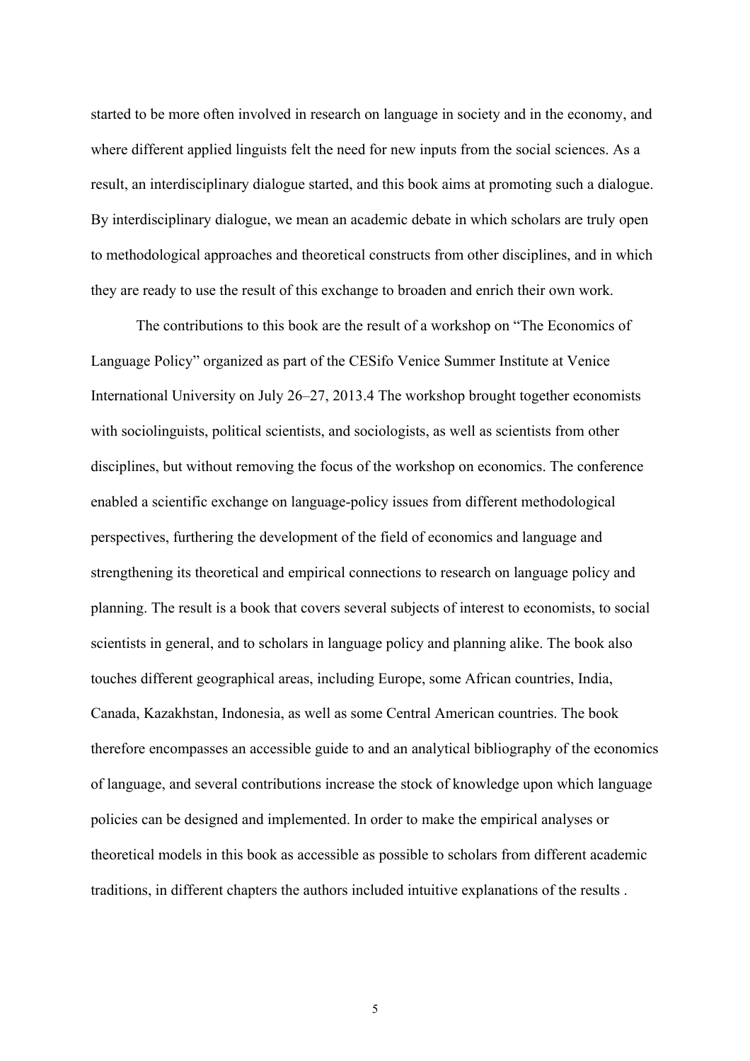started to be more often involved in research on language in society and in the economy, and where different applied linguists felt the need for new inputs from the social sciences. As a result, an interdisciplinary dialogue started, and this book aims at promoting such a dialogue. By interdisciplinary dialogue, we mean an academic debate in which scholars are truly open to methodological approaches and theoretical constructs from other disciplines, and in which they are ready to use the result of this exchange to broaden and enrich their own work.

The contributions to this book are the result of a workshop on "The Economics of Language Policy" organized as part of the CESifo Venice Summer Institute at Venice International University on July 26–27, 2013.[4] The workshop brought together economists with sociolinguists, political scientists, and sociologists, as well as scientists from other disciplines, but without removing the focus of the workshop on economics. The conference enabled a scientific exchange on language-policy issues from different methodological perspectives, furthering the development of the field of economics and language and strengthening its theoretical and empirical connections to research on language policy and planning. The result is a book that covers several subjects of interest to economists, to social scientists in general, and to scholars in language policy and planning alike. The book also touches different geographical areas, including Europe, some African countries, India, Canada, Kazakhstan, Indonesia, as well as some Central American countries. The book therefore encompasses an accessible guide to and an analytical bibliography of the economics of language, and several contributions increase the stock of knowledge upon which language policies can be designed and implemented. In order to make the empirical analyses or theoretical models in this book as accessible as possible to scholars from different academic traditions, in different chapters the authors included intuitive explanations of the results .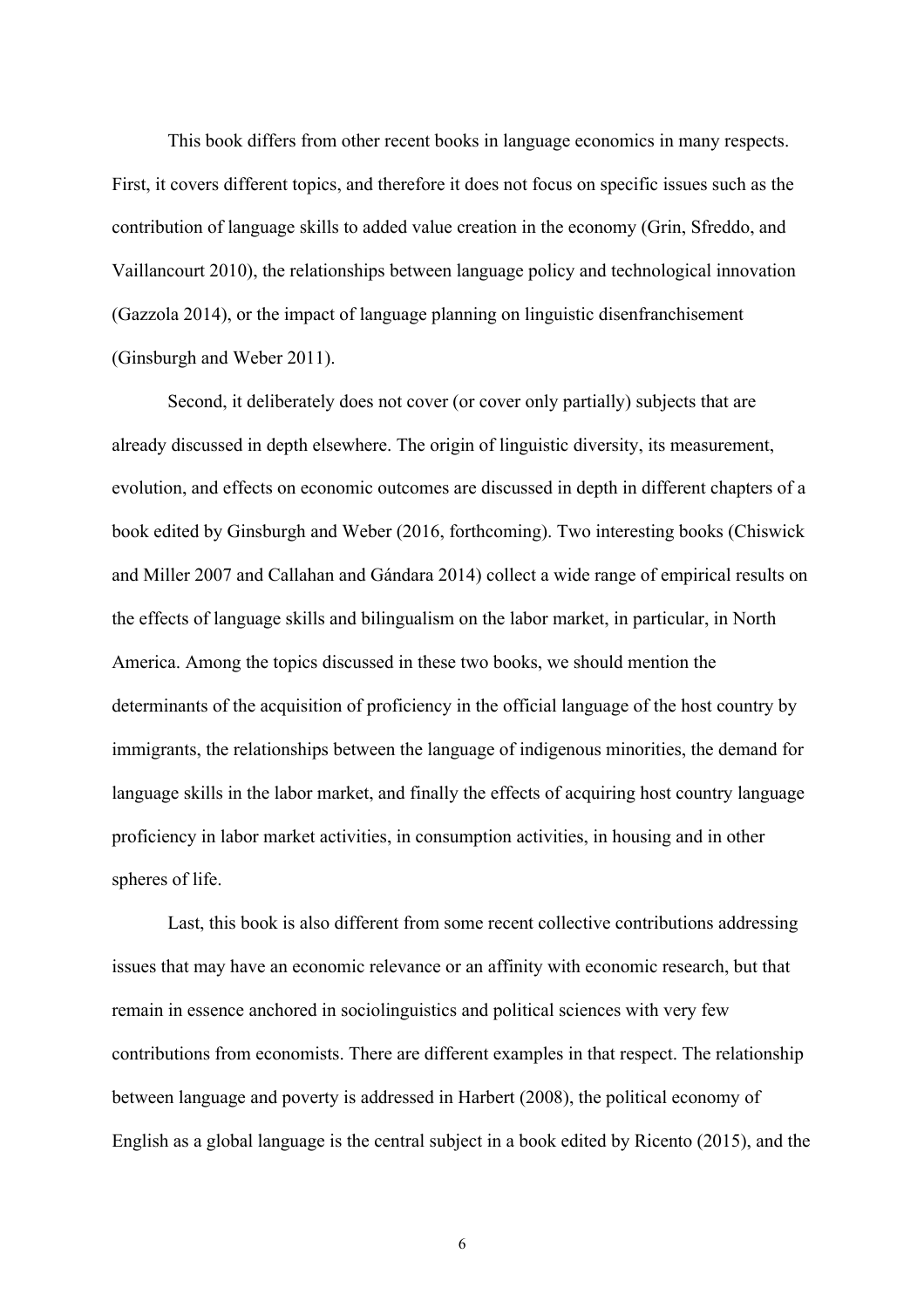This book differs from other recent books in language economics in many respects. First, it covers different topics, and therefore it does not focus on specific issues such as the contribution of language skills to added value creation in the economy (Grin, Sfreddo, and Vaillancourt 2010), the relationships between language policy and technological innovation (Gazzola 2014), or the impact of language planning on linguistic disenfranchisement (Ginsburgh and Weber 2011).

Second, it deliberately does not cover (or cover only partially) subjects that are already discussed in depth elsewhere. The origin of linguistic diversity, its measurement, evolution, and effects on economic outcomes are discussed in depth in different chapters of a book edited by Ginsburgh and Weber (2016, forthcoming). Two interesting books (Chiswick and Miller 2007 and Callahan and Gándara 2014) collect a wide range of empirical results on the effects of language skills and bilingualism on the labor market, in particular, in North America. Among the topics discussed in these two books, we should mention the determinants of the acquisition of proficiency in the official language of the host country by immigrants, the relationships between the language of indigenous minorities, the demand for language skills in the labor market, and finally the effects of acquiring host country language proficiency in labor market activities, in consumption activities, in housing and in other spheres of life.

Last, this book is also different from some recent collective contributions addressing issues that may have an economic relevance or an affinity with economic research, but that remain in essence anchored in sociolinguistics and political sciences with very few contributions from economists. There are different examples in that respect. The relationship between language and poverty is addressed in Harbert (2008), the political economy of English as a global language is the central subject in a book edited by Ricento (2015), and the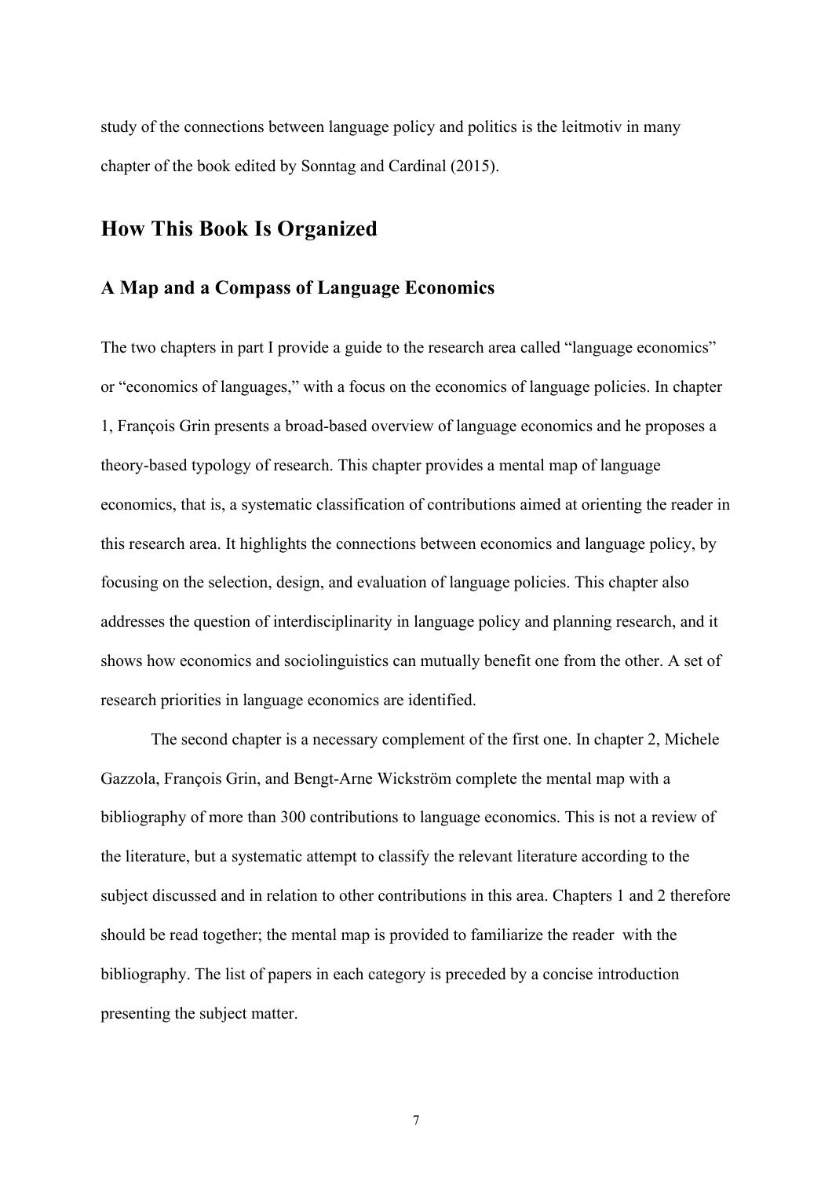study of the connections between language policy and politics is the leitmotiv in many chapter of the book edited by Sonntag and Cardinal (2015).

## How This Book Is Organized

### A Map and a Compass of Language Economics

The two chapters in part I provide a guide to the research area called "language economics" or "economics of languages," with a focus on the economics of language policies. In chapter 1, François Grin presents a broad-based overview of language economics and he proposes a theory-based typology of research. This chapter provides a mental map of language economics, that is, a systematic classification of contributions aimed at orienting the reader in this research area. It highlights the connections between economics and language policy, by focusing on the selection, design, and evaluation of language policies. This chapter also addresses the question of interdisciplinarity in language policy and planning research, and it shows how economics and sociolinguistics can mutually benefit one from the other. A set of research priorities in language economics are identified.

The second chapter is a necessary complement of the first one. In chapter 2, Michele Gazzola, François Grin, and Bengt-Arne Wickström complete the mental map with a bibliography of more than 300 contributions to language economics. This is not a review of the literature, but a systematic attempt to classify the relevant literature according to the subject discussed and in relation to other contributions in this area. Chapters 1 and 2 therefore should be read together; the mental map is provided to familiarize the reader with the bibliography. The list of papers in each category is preceded by a concise introduction presenting the subject matter.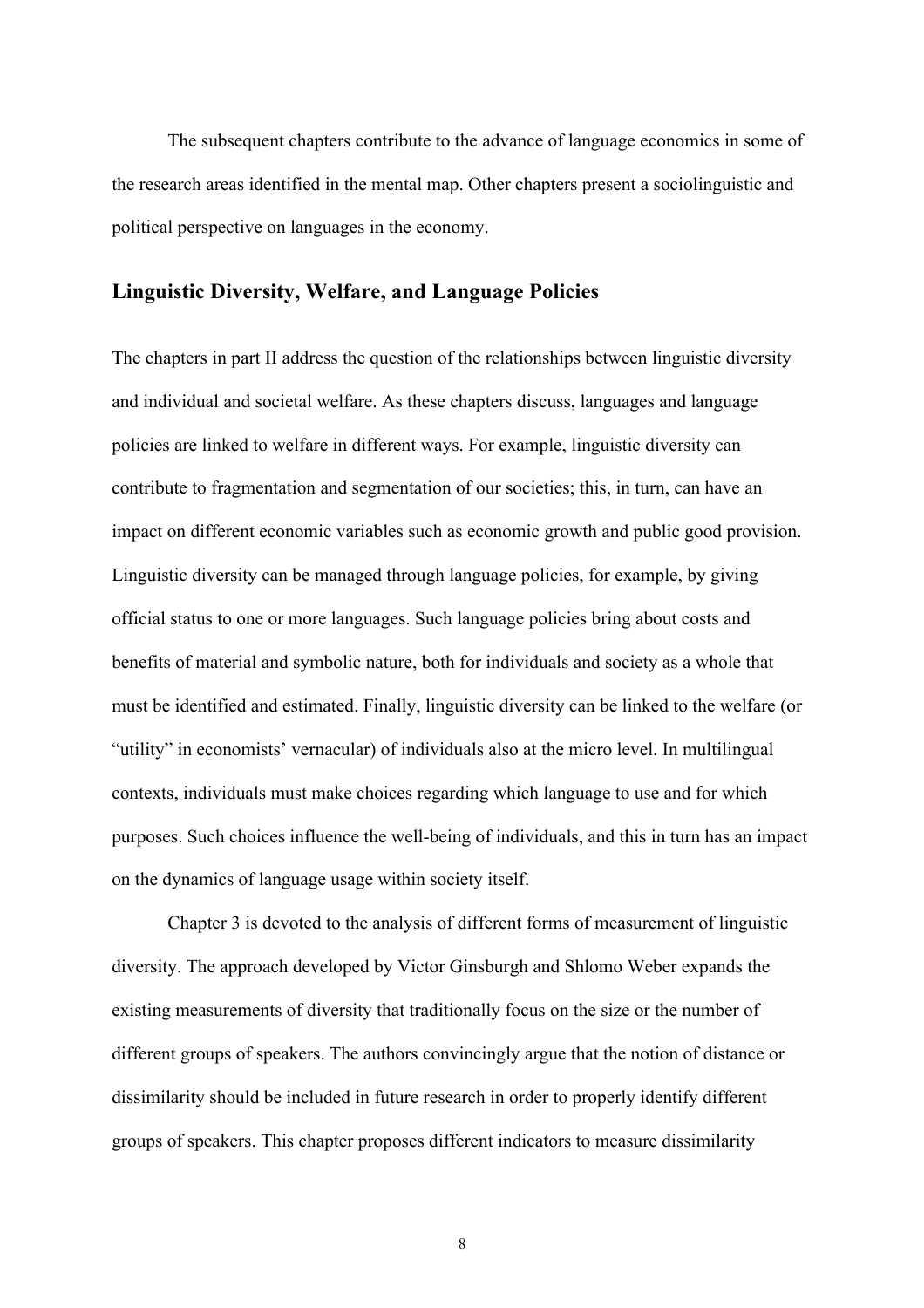The subsequent chapters contribute to the advance of language economics in some of the research areas identified in the mental map. Other chapters present a sociolinguistic and political perspective on languages in the economy.

## Linguistic Diversity, Welfare, and Language Policies

The chapters in part II address the question of the relationships between linguistic diversity and individual and societal welfare. As these chapters discuss, languages and language policies are linked to welfare in different ways. For example, linguistic diversity can contribute to fragmentation and segmentation of our societies; this, in turn, can have an impact on different economic variables such as economic growth and public good provision. Linguistic diversity can be managed through language policies, for example, by giving official status to one or more languages. Such language policies bring about costs and benefits of material and symbolic nature, both for individuals and society as a whole that must be identified and estimated. Finally, linguistic diversity can be linked to the welfare (or "utility" in economists' vernacular) of individuals also at the micro level. In multilingual contexts, individuals must make choices regarding which language to use and for which purposes. Such choices influence the well-being of individuals, and this in turn has an impact on the dynamics of language usage within society itself.

Chapter 3 is devoted to the analysis of different forms of measurement of linguistic diversity. The approach developed by Victor Ginsburgh and Shlomo Weber expands the existing measurements of diversity that traditionally focus on the size or the number of different groups of speakers. The authors convincingly argue that the notion of distance or dissimilarity should be included in future research in order to properly identify different groups of speakers. This chapter proposes different indicators to measure dissimilarity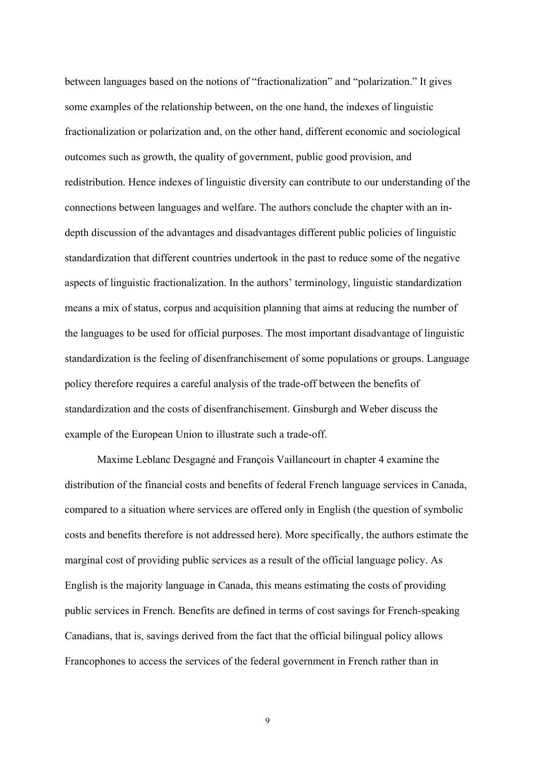between languages based on the notions of "fractionalization" and "polarization." It gives some examples of the relationship between, on the one hand, the indexes of linguistic fractionalization or polarization and, on the other hand, different economic and sociological outcomes such as growth, the quality of government, public good provision, and redistribution. Hence indexes of linguistic diversity can contribute to our understanding of the connections between languages and welfare. The authors conclude the chapter with an in-depth discussion of the advantages and disadvantages different public policies of linguistic standardization that different countries undertook in the past to reduce some of the negative aspects of linguistic fractionalization. In the authors' terminology, linguistic standardization means a mix of status, corpus and acquisition planning that aims at reducing the number of the languages to be used for official purposes. The most important disadvantage of linguistic standardization is the feeling of disenfranchisement of some populations or groups. Language policy therefore requires a careful analysis of the trade-off between the benefits of standardization and the costs of disenfranchisement. Ginsburgh and Weber discuss the example of the European Union to illustrate such a trade-off.

Maxime Leblanc Desgagné and François Vaillancourt in chapter 4 examine the distribution of the financial costs and benefits of federal French language services in Canada, compared to a situation where services are offered only in English (the question of symbolic costs and benefits therefore is not addressed here). More specifically, the authors estimate the marginal cost of providing public services as a result of the official language policy. As English is the majority language in Canada, this means estimating the costs of providing public services in French. Benefits are defined in terms of cost savings for French-speaking Canadians, that is, savings derived from the fact that the official bilingual policy allows Francophones to access the services of the federal government in French rather than in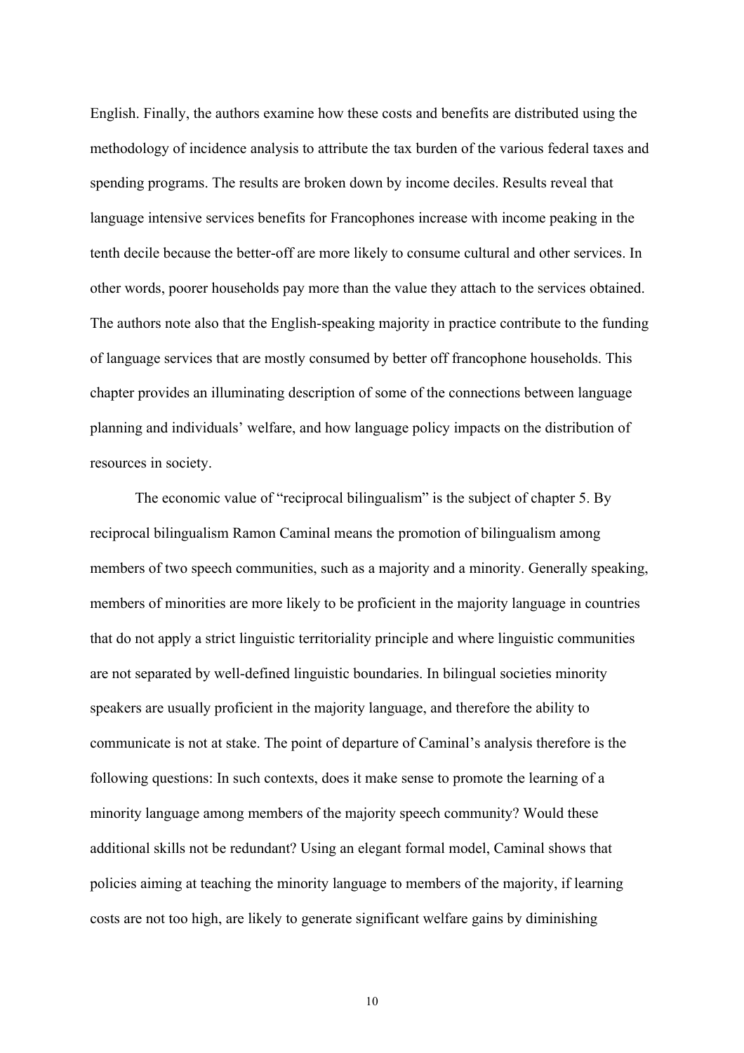English. Finally, the authors examine how these costs and benefits are distributed using the methodology of incidence analysis to attribute the tax burden of the various federal taxes and spending programs. The results are broken down by income deciles. Results reveal that language intensive services benefits for Francophones increase with income peaking in the tenth decile because the better-off are more likely to consume cultural and other services. In other words, poorer households pay more than the value they attach to the services obtained. The authors note also that the English-speaking majority in practice contribute to the funding of language services that are mostly consumed by better off francophone households. This chapter provides an illuminating description of some of the connections between language planning and individuals' welfare, and how language policy impacts on the distribution of resources in society.

The economic value of "reciprocal bilingualism" is the subject of chapter 5. By reciprocal bilingualism Ramon Caminal means the promotion of bilingualism among members of two speech communities, such as a majority and a minority. Generally speaking, members of minorities are more likely to be proficient in the majority language in countries that do not apply a strict linguistic territoriality principle and where linguistic communities are not separated by well-defined linguistic boundaries. In bilingual societies minority speakers are usually proficient in the majority language, and therefore the ability to communicate is not at stake. The point of departure of Caminal's analysis therefore is the following questions: In such contexts, does it make sense to promote the learning of a minority language among members of the majority speech community? Would these additional skills not be redundant? Using an elegant formal model, Caminal shows that policies aiming at teaching the minority language to members of the majority, if learning costs are not too high, are likely to generate significant welfare gains by diminishing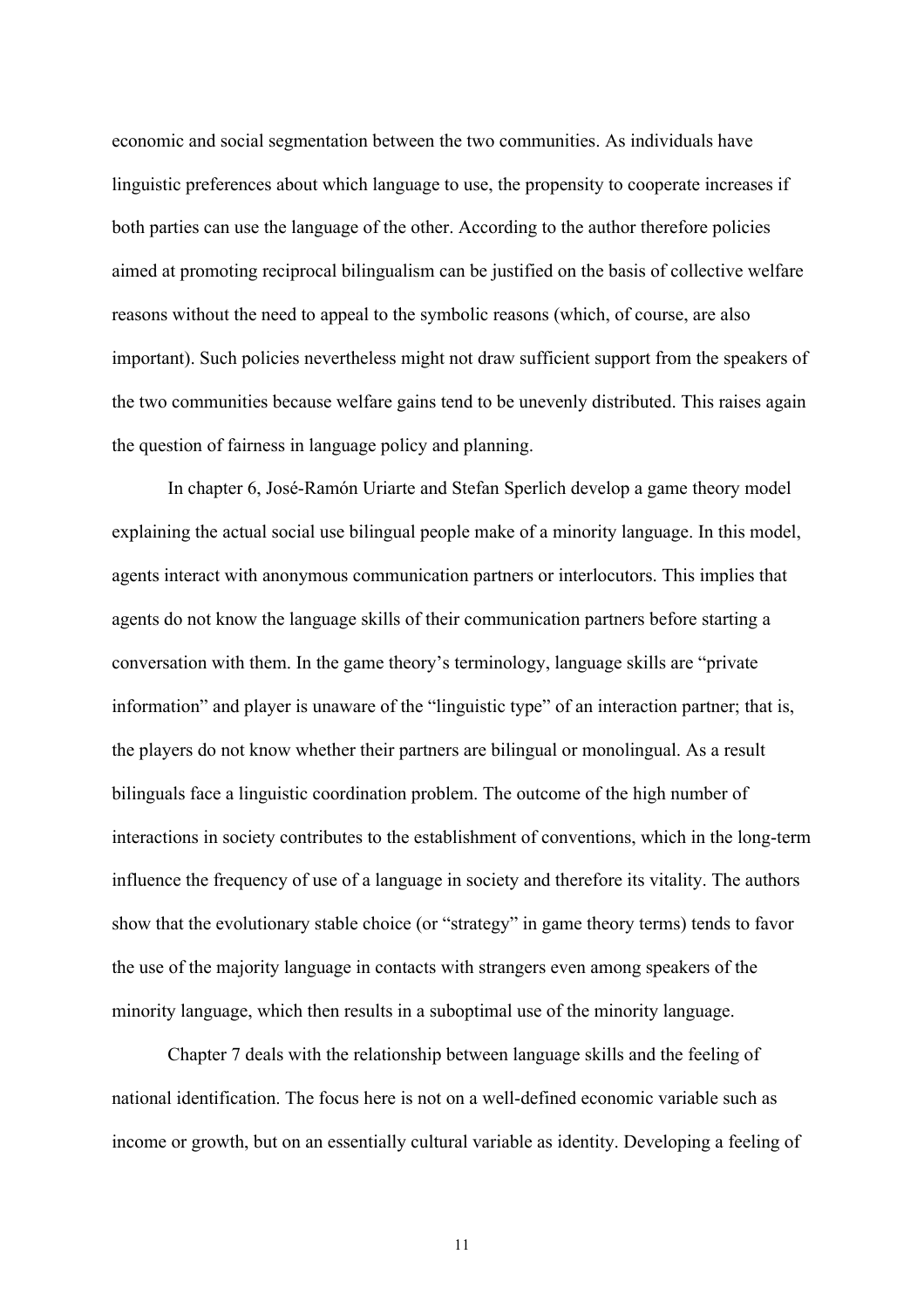economic and social segmentation between the two communities. As individuals have linguistic preferences about which language to use, the propensity to cooperate increases if both parties can use the language of the other. According to the author therefore policies aimed at promoting reciprocal bilingualism can be justified on the basis of collective welfare reasons without the need to appeal to the symbolic reasons (which, of course, are also important). Such policies nevertheless might not draw sufficient support from the speakers of the two communities because welfare gains tend to be unevenly distributed. This raises again the question of fairness in language policy and planning.

In chapter 6, José-Ramón Uriarte and Stefan Sperlich develop a game theory model explaining the actual social use bilingual people make of a minority language. In this model, agents interact with anonymous communication partners or interlocutors. This implies that agents do not know the language skills of their communication partners before starting a conversation with them. In the game theory's terminology, language skills are "private information" and player is unaware of the "linguistic type" of an interaction partner; that is, the players do not know whether their partners are bilingual or monolingual. As a result bilinguals face a linguistic coordination problem. The outcome of the high number of interactions in society contributes to the establishment of conventions, which in the long-term influence the frequency of use of a language in society and therefore its vitality. The authors show that the evolutionary stable choice (or "strategy" in game theory terms) tends to favor the use of the majority language in contacts with strangers even among speakers of the minority language, which then results in a suboptimal use of the minority language.

Chapter 7 deals with the relationship between language skills and the feeling of national identification. The focus here is not on a well-defined economic variable such as income or growth, but on an essentially cultural variable as identity. Developing a feeling of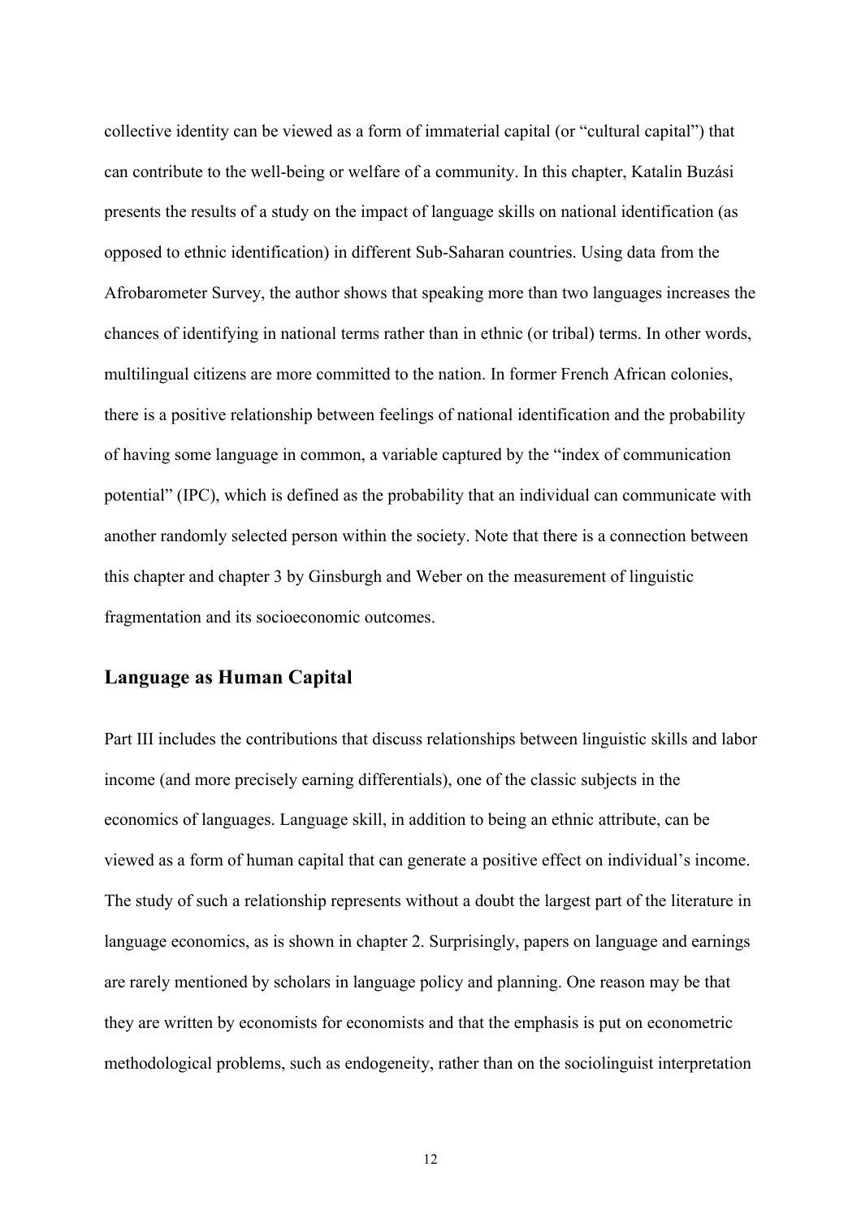collective identity can be viewed as a form of immaterial capital (or "cultural capital") that can contribute to the well-being or welfare of a community. In this chapter, Katalin Buzási presents the results of a study on the impact of language skills on national identification (as opposed to ethnic identification) in different Sub-Saharan countries. Using data from the Afrobarometer Survey, the author shows that speaking more than two languages increases the chances of identifying in national terms rather than in ethnic (or tribal) terms. In other words, multilingual citizens are more committed to the nation. In former French African colonies, there is a positive relationship between feelings of national identification and the probability of having some language in common, a variable captured by the "index of communication potential" (IPC), which is defined as the probability that an individual can communicate with another randomly selected person within the society. Note that there is a connection between this chapter and chapter 3 by Ginsburgh and Weber on the measurement of linguistic fragmentation and its socioeconomic outcomes.

## Language as Human Capital

Part III includes the contributions that discuss relationships between linguistic skills and labor income (and more precisely earning differentials), one of the classic subjects in the economics of languages. Language skill, in addition to being an ethnic attribute, can be viewed as a form of human capital that can generate a positive effect on individual's income. The study of such a relationship represents without a doubt the largest part of the literature in language economics, as is shown in chapter 2. Surprisingly, papers on language and earnings are rarely mentioned by scholars in language policy and planning. One reason may be that they are written by economists for economists and that the emphasis is put on econometric methodological problems, such as endogeneity, rather than on the sociolinguist interpretation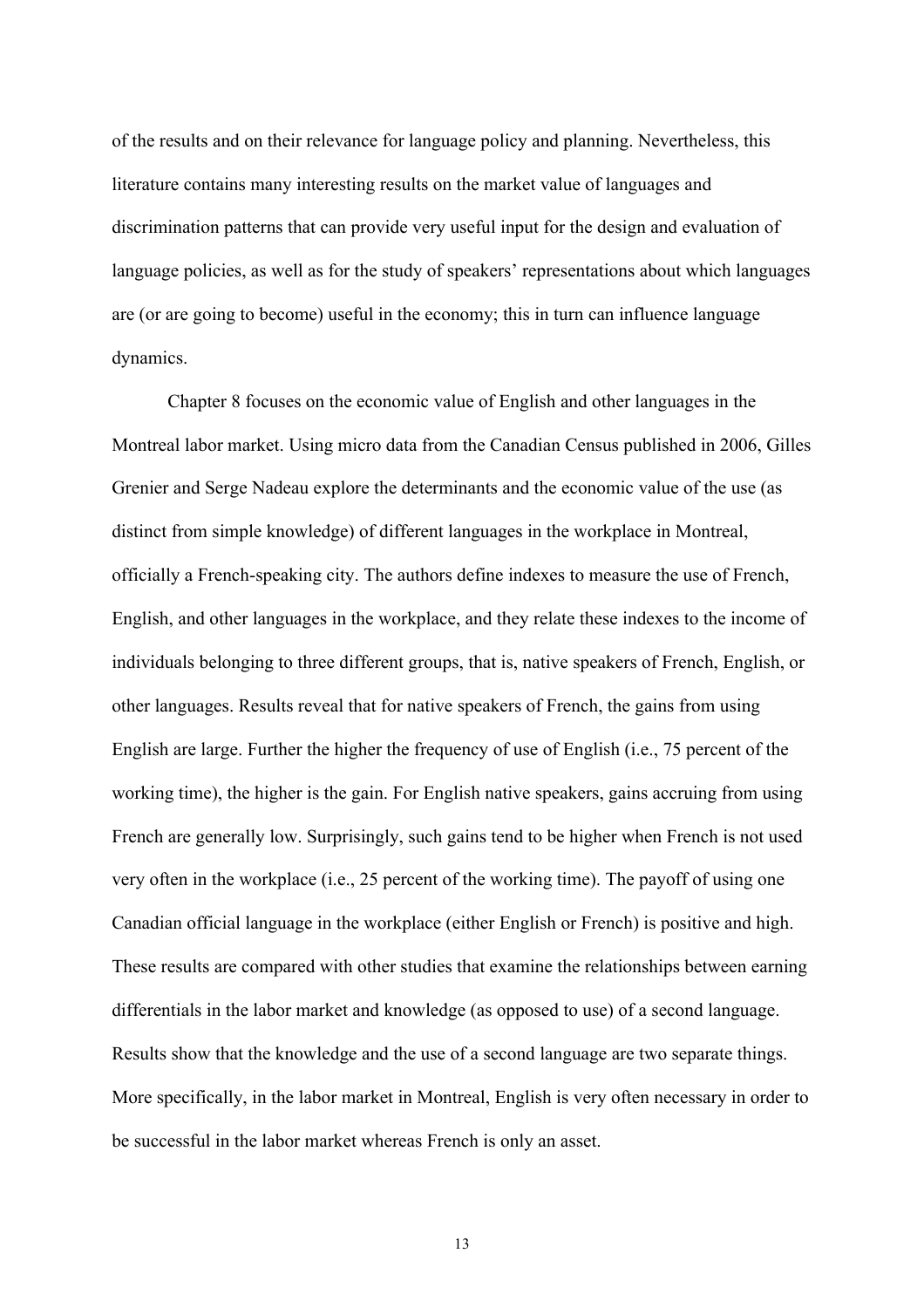of the results and on their relevance for language policy and planning. Nevertheless, this literature contains many interesting results on the market value of languages and discrimination patterns that can provide very useful input for the design and evaluation of language policies, as well as for the study of speakers' representations about which languages are (or are going to become) useful in the economy; this in turn can influence language dynamics.

Chapter 8 focuses on the economic value of English and other languages in the Montreal labor market. Using micro data from the Canadian Census published in 2006, Gilles Grenier and Serge Nadeau explore the determinants and the economic value of the use (as distinct from simple knowledge) of different languages in the workplace in Montreal, officially a French-speaking city. The authors define indexes to measure the use of French, English, and other languages in the workplace, and they relate these indexes to the income of individuals belonging to three different groups, that is, native speakers of French, English, or other languages. Results reveal that for native speakers of French, the gains from using English are large. Further the higher the frequency of use of English (i.e., 75 percent of the working time), the higher is the gain. For English native speakers, gains accruing from using French are generally low. Surprisingly, such gains tend to be higher when French is not used very often in the workplace (i.e., 25 percent of the working time). The payoff of using one Canadian official language in the workplace (either English or French) is positive and high. These results are compared with other studies that examine the relationships between earning differentials in the labor market and knowledge (as opposed to use) of a second language. Results show that the knowledge and the use of a second language are two separate things. More specifically, in the labor market in Montreal, English is very often necessary in order to be successful in the labor market whereas French is only an asset.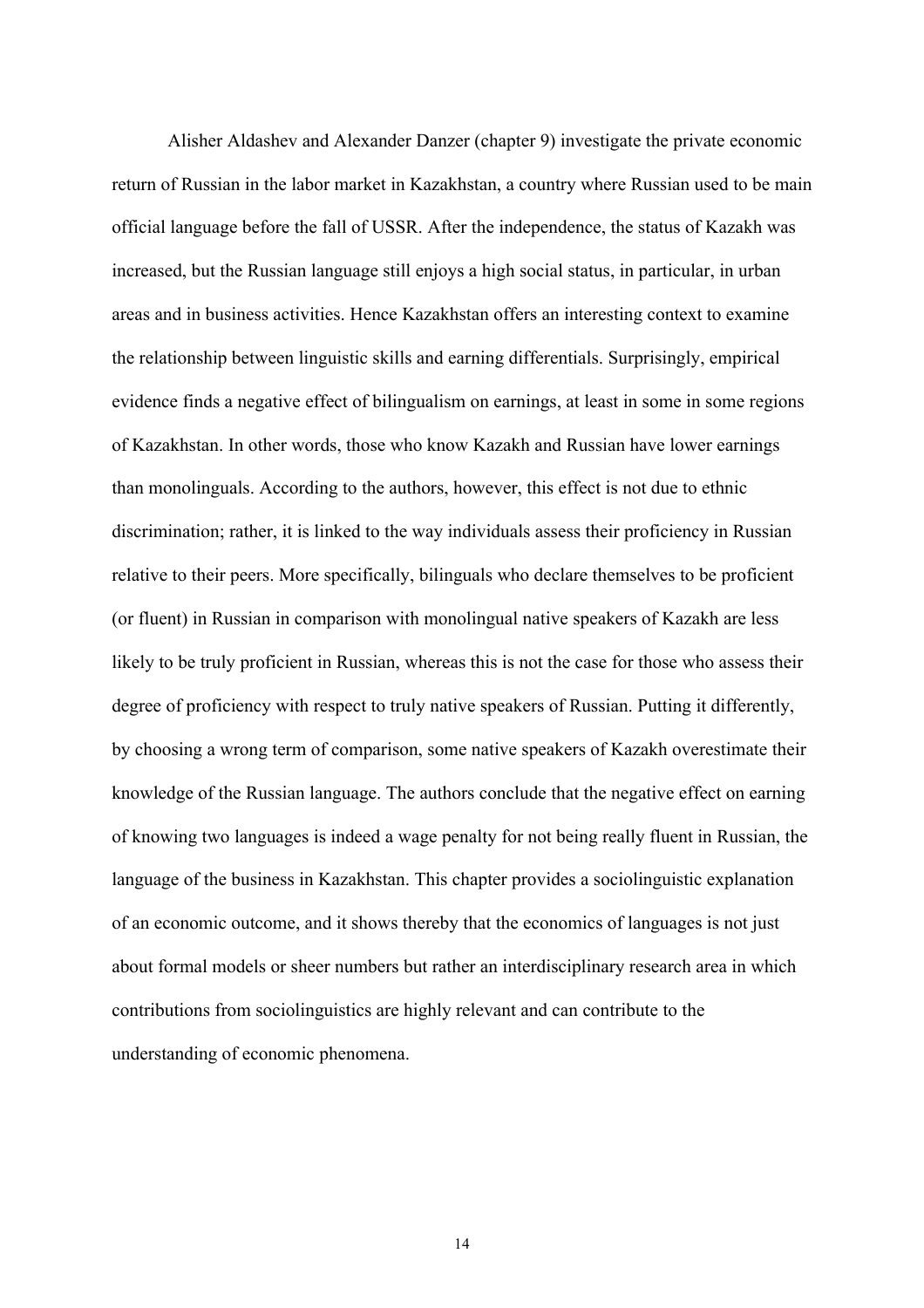Alisher Aldashev and Alexander Danzer (chapter 9) investigate the private economic return of Russian in the labor market in Kazakhstan, a country where Russian used to be main official language before the fall of USSR. After the independence, the status of Kazakh was increased, but the Russian language still enjoys a high social status, in particular, in urban areas and in business activities. Hence Kazakhstan offers an interesting context to examine the relationship between linguistic skills and earning differentials. Surprisingly, empirical evidence finds a negative effect of bilingualism on earnings, at least in some in some regions of Kazakhstan. In other words, those who know Kazakh and Russian have lower earnings than monolinguals. According to the authors, however, this effect is not due to ethnic discrimination; rather, it is linked to the way individuals assess their proficiency in Russian relative to their peers. More specifically, bilinguals who declare themselves to be proficient (or fluent) in Russian in comparison with monolingual native speakers of Kazakh are less likely to be truly proficient in Russian, whereas this is not the case for those who assess their degree of proficiency with respect to truly native speakers of Russian. Putting it differently, by choosing a wrong term of comparison, some native speakers of Kazakh overestimate their knowledge of the Russian language. The authors conclude that the negative effect on earning of knowing two languages is indeed a wage penalty for not being really fluent in Russian, the language of the business in Kazakhstan. This chapter provides a sociolinguistic explanation of an economic outcome, and it shows thereby that the economics of languages is not just about formal models or sheer numbers but rather an interdisciplinary research area in which contributions from sociolinguistics are highly relevant and can contribute to the understanding of economic phenomena.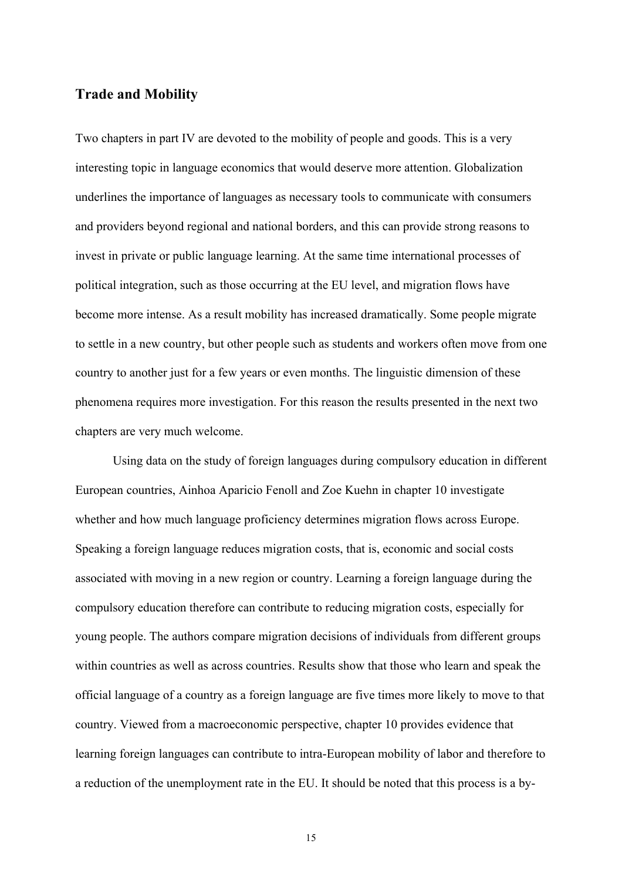## Trade and Mobility

Two chapters in part IV are devoted to the mobility of people and goods. This is a very interesting topic in language economics that would deserve more attention. Globalization underlines the importance of languages as necessary tools to communicate with consumers and providers beyond regional and national borders, and this can provide strong reasons to invest in private or public language learning. At the same time international processes of political integration, such as those occurring at the EU level, and migration flows have become more intense. As a result mobility has increased dramatically. Some people migrate to settle in a new country, but other people such as students and workers often move from one country to another just for a few years or even months. The linguistic dimension of these phenomena requires more investigation. For this reason the results presented in the next two chapters are very much welcome.

Using data on the study of foreign languages during compulsory education in different European countries, Ainhoa Aparicio Fenoll and Zoe Kuehn in chapter 10 investigate whether and how much language proficiency determines migration flows across Europe. Speaking a foreign language reduces migration costs, that is, economic and social costs associated with moving in a new region or country. Learning a foreign language during the compulsory education therefore can contribute to reducing migration costs, especially for young people. The authors compare migration decisions of individuals from different groups within countries as well as across countries. Results show that those who learn and speak the official language of a country as a foreign language are five times more likely to move to that country. Viewed from a macroeconomic perspective, chapter 10 provides evidence that learning foreign languages can contribute to intra-European mobility of labor and therefore to a reduction of the unemployment rate in the EU. It should be noted that this process is a by-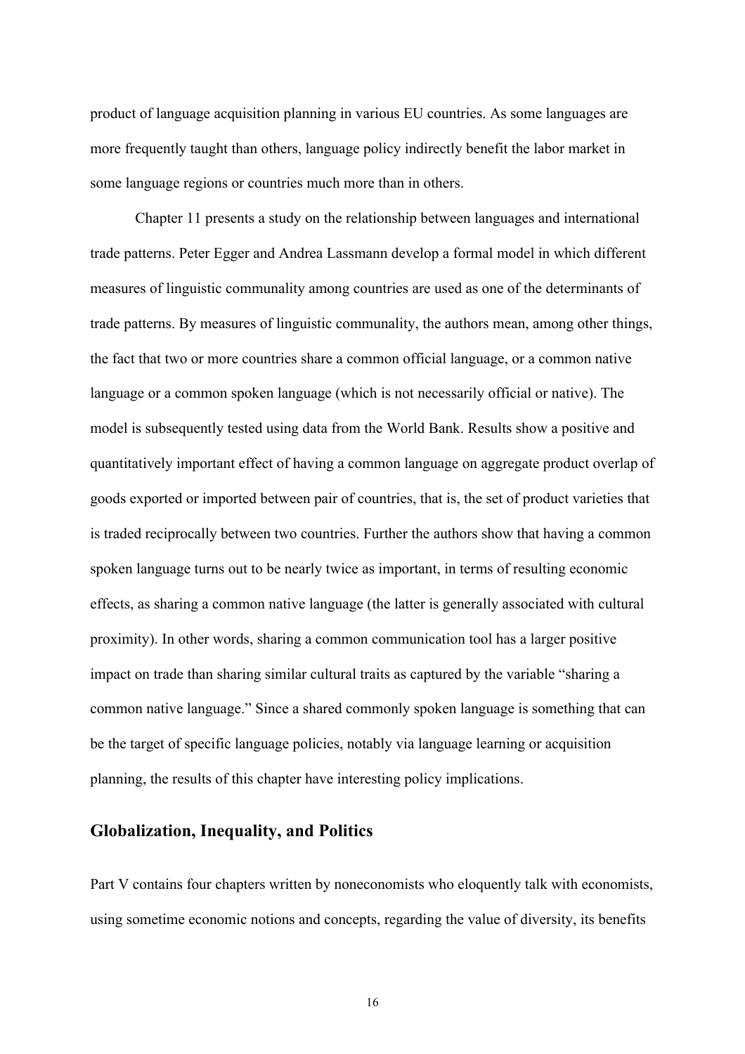product of language acquisition planning in various EU countries. As some languages are more frequently taught than others, language policy indirectly benefit the labor market in some language regions or countries much more than in others.

Chapter 11 presents a study on the relationship between languages and international trade patterns. Peter Egger and Andrea Lassmann develop a formal model in which different measures of linguistic communality among countries are used as one of the determinants of trade patterns. By measures of linguistic communality, the authors mean, among other things, the fact that two or more countries share a common official language, or a common native language or a common spoken language (which is not necessarily official or native). The model is subsequently tested using data from the World Bank. Results show a positive and quantitatively important effect of having a common language on aggregate product overlap of goods exported or imported between pair of countries, that is, the set of product varieties that is traded reciprocally between two countries. Further the authors show that having a common spoken language turns out to be nearly twice as important, in terms of resulting economic effects, as sharing a common native language (the latter is generally associated with cultural proximity). In other words, sharing a common communication tool has a larger positive impact on trade than sharing similar cultural traits as captured by the variable "sharing a common native language." Since a shared commonly spoken language is something that can be the target of specific language policies, notably via language learning or acquisition planning, the results of this chapter have interesting policy implications.

## Globalization, Inequality, and Politics

Part V contains four chapters written by noneconomists who eloquently talk with economists, using sometime economic notions and concepts, regarding the value of diversity, its benefits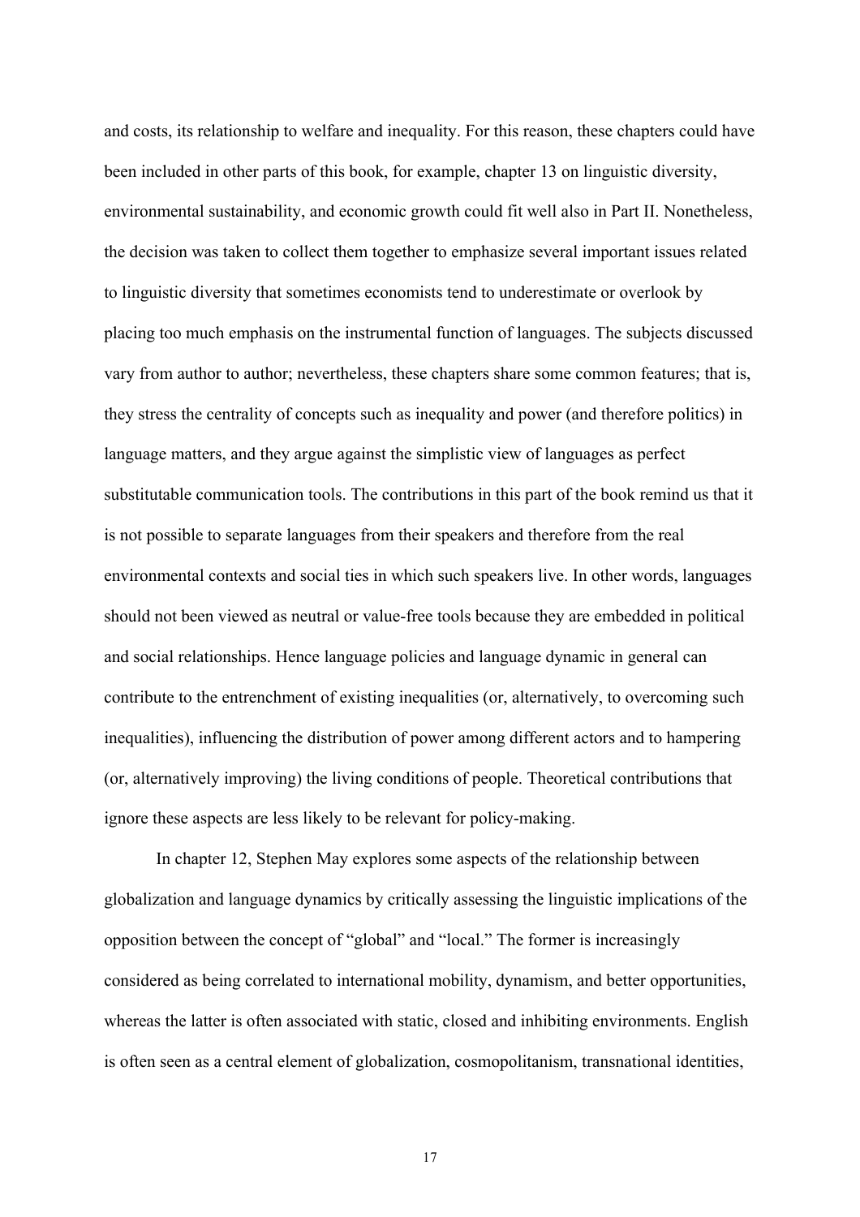and costs, its relationship to welfare and inequality. For this reason, these chapters could have been included in other parts of this book, for example, chapter 13 on linguistic diversity, environmental sustainability, and economic growth could fit well also in Part II. Nonetheless, the decision was taken to collect them together to emphasize several important issues related to linguistic diversity that sometimes economists tend to underestimate or overlook by placing too much emphasis on the instrumental function of languages. The subjects discussed vary from author to author; nevertheless, these chapters share some common features; that is, they stress the centrality of concepts such as inequality and power (and therefore politics) in language matters, and they argue against the simplistic view of languages as perfect substitutable communication tools. The contributions in this part of the book remind us that it is not possible to separate languages from their speakers and therefore from the real environmental contexts and social ties in which such speakers live. In other words, languages should not been viewed as neutral or value-free tools because they are embedded in political and social relationships. Hence language policies and language dynamic in general can contribute to the entrenchment of existing inequalities (or, alternatively, to overcoming such inequalities), influencing the distribution of power among different actors and to hampering (or, alternatively improving) the living conditions of people. Theoretical contributions that ignore these aspects are less likely to be relevant for policy-making.

In chapter 12, Stephen May explores some aspects of the relationship between globalization and language dynamics by critically assessing the linguistic implications of the opposition between the concept of "global" and "local." The former is increasingly considered as being correlated to international mobility, dynamism, and better opportunities, whereas the latter is often associated with static, closed and inhibiting environments. English is often seen as a central element of globalization, cosmopolitanism, transnational identities,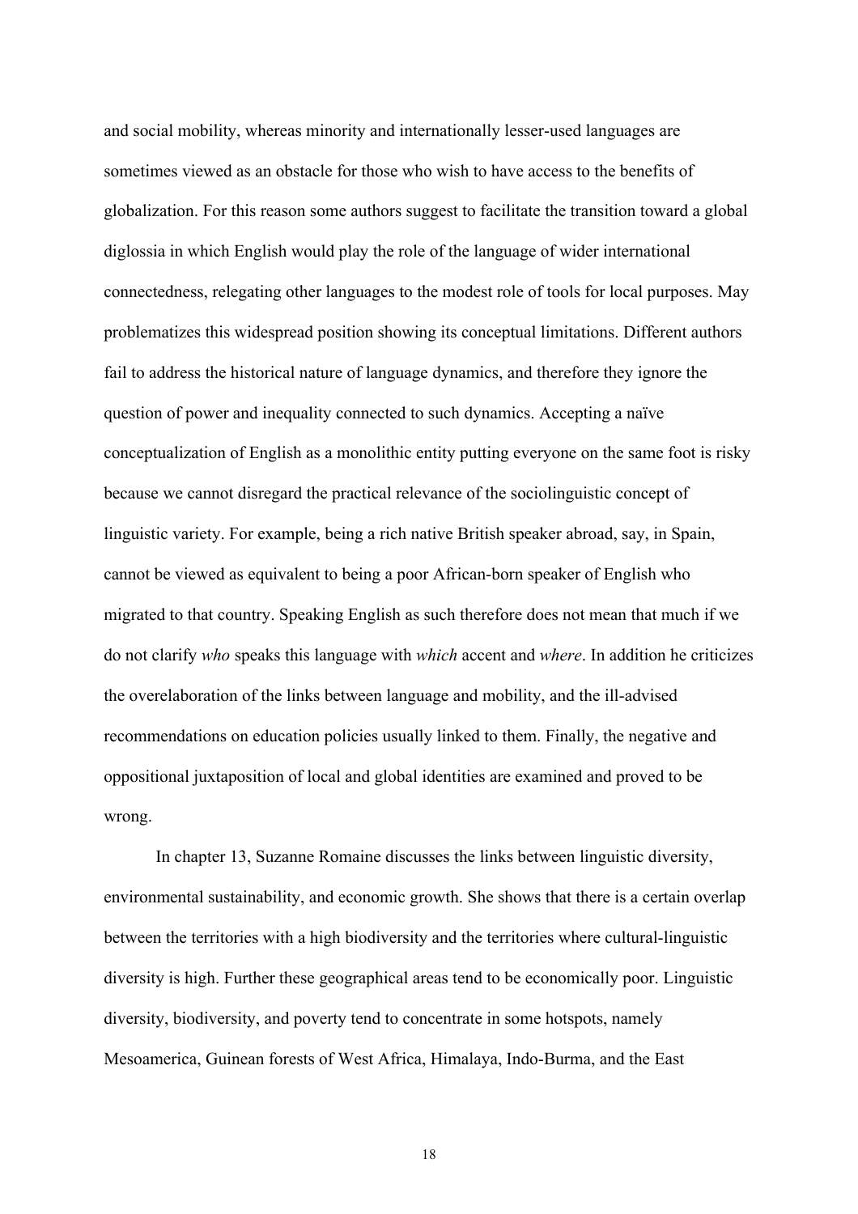and social mobility, whereas minority and internationally lesser-used languages are sometimes viewed as an obstacle for those who wish to have access to the benefits of globalization. For this reason some authors suggest to facilitate the transition toward a global diglossia in which English would play the role of the language of wider international connectedness, relegating other languages to the modest role of tools for local purposes. May problematizes this widespread position showing its conceptual limitations. Different authors fail to address the historical nature of language dynamics, and therefore they ignore the question of power and inequality connected to such dynamics. Accepting a naïve conceptualization of English as a monolithic entity putting everyone on the same foot is risky because we cannot disregard the practical relevance of the sociolinguistic concept of linguistic variety. For example, being a rich native British speaker abroad, say, in Spain, cannot be viewed as equivalent to being a poor African-born speaker of English who migrated to that country. Speaking English as such therefore does not mean that much if we do not clarify *who* speaks this language with *which* accent and *where*. In addition he criticizes the overelaboration of the links between language and mobility, and the ill-advised recommendations on education policies usually linked to them. Finally, the negative and oppositional juxtaposition of local and global identities are examined and proved to be wrong.

In chapter 13, Suzanne Romaine discusses the links between linguistic diversity, environmental sustainability, and economic growth. She shows that there is a certain overlap between the territories with a high biodiversity and the territories where cultural-linguistic diversity is high. Further these geographical areas tend to be economically poor. Linguistic diversity, biodiversity, and poverty tend to concentrate in some hotspots, namely Mesoamerica, Guinean forests of West Africa, Himalaya, Indo-Burma, and the East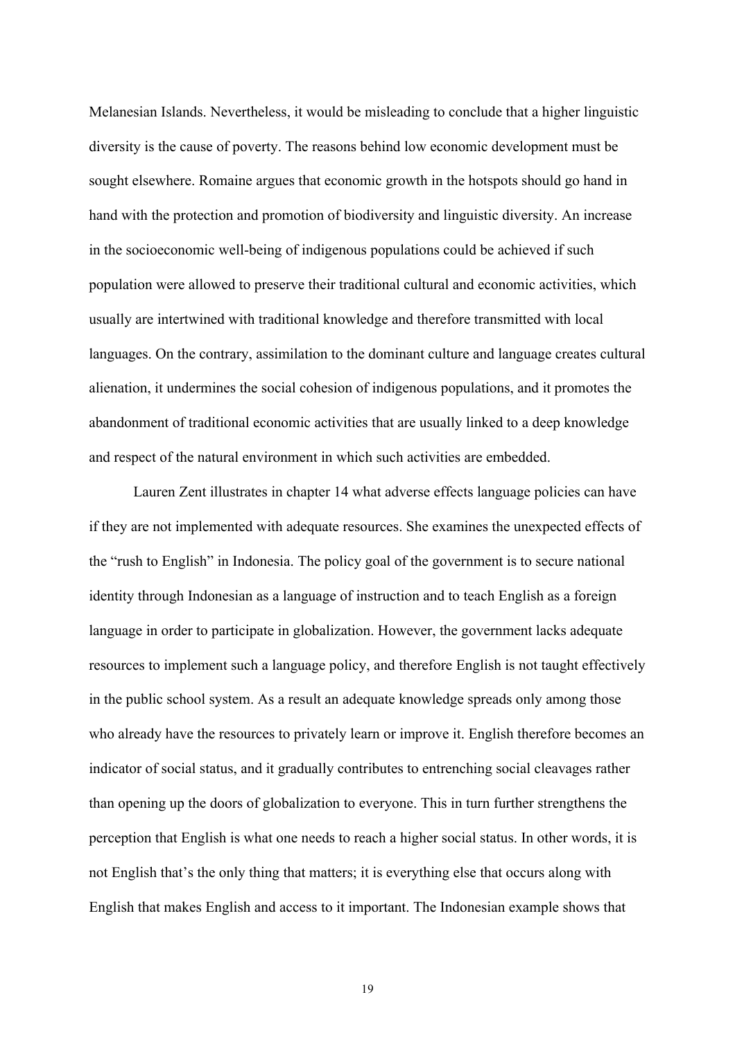Melanesian Islands. Nevertheless, it would be misleading to conclude that a higher linguistic diversity is the cause of poverty. The reasons behind low economic development must be sought elsewhere. Romaine argues that economic growth in the hotspots should go hand in hand with the protection and promotion of biodiversity and linguistic diversity. An increase in the socioeconomic well-being of indigenous populations could be achieved if such population were allowed to preserve their traditional cultural and economic activities, which usually are intertwined with traditional knowledge and therefore transmitted with local languages. On the contrary, assimilation to the dominant culture and language creates cultural alienation, it undermines the social cohesion of indigenous populations, and it promotes the abandonment of traditional economic activities that are usually linked to a deep knowledge and respect of the natural environment in which such activities are embedded.

Lauren Zent illustrates in chapter 14 what adverse effects language policies can have if they are not implemented with adequate resources. She examines the unexpected effects of the "rush to English" in Indonesia. The policy goal of the government is to secure national identity through Indonesian as a language of instruction and to teach English as a foreign language in order to participate in globalization. However, the government lacks adequate resources to implement such a language policy, and therefore English is not taught effectively in the public school system. As a result an adequate knowledge spreads only among those who already have the resources to privately learn or improve it. English therefore becomes an indicator of social status, and it gradually contributes to entrenching social cleavages rather than opening up the doors of globalization to everyone. This in turn further strengthens the perception that English is what one needs to reach a higher social status. In other words, it is not English that's the only thing that matters; it is everything else that occurs along with English that makes English and access to it important. The Indonesian example shows that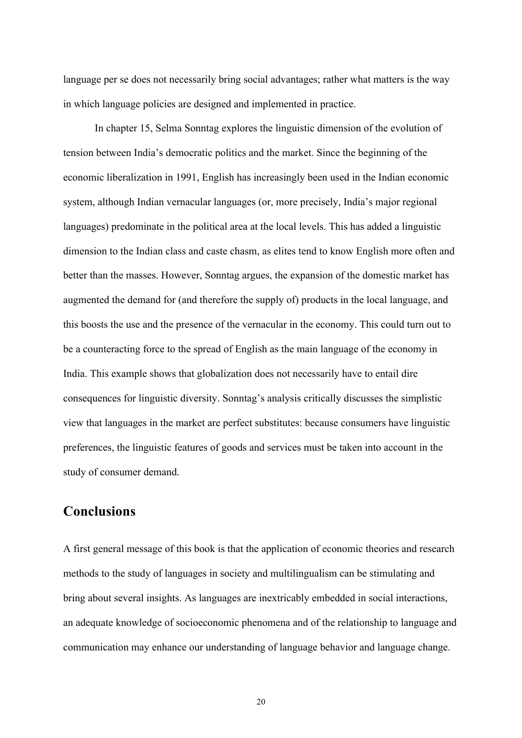language per se does not necessarily bring social advantages; rather what matters is the way in which language policies are designed and implemented in practice.

In chapter 15, Selma Sonntag explores the linguistic dimension of the evolution of tension between India's democratic politics and the market. Since the beginning of the economic liberalization in 1991, English has increasingly been used in the Indian economic system, although Indian vernacular languages (or, more precisely, India's major regional languages) predominate in the political area at the local levels. This has added a linguistic dimension to the Indian class and caste chasm, as elites tend to know English more often and better than the masses. However, Sonntag argues, the expansion of the domestic market has augmented the demand for (and therefore the supply of) products in the local language, and this boosts the use and the presence of the vernacular in the economy. This could turn out to be a counteracting force to the spread of English as the main language of the economy in India. This example shows that globalization does not necessarily have to entail dire consequences for linguistic diversity. Sonntag's analysis critically discusses the simplistic view that languages in the market are perfect substitutes: because consumers have linguistic preferences, the linguistic features of goods and services must be taken into account in the study of consumer demand.

## Conclusions

A first general message of this book is that the application of economic theories and research methods to the study of languages in society and multilingualism can be stimulating and bring about several insights. As languages are inextricably embedded in social interactions, an adequate knowledge of socioeconomic phenomena and of the relationship to language and communication may enhance our understanding of language behavior and language change.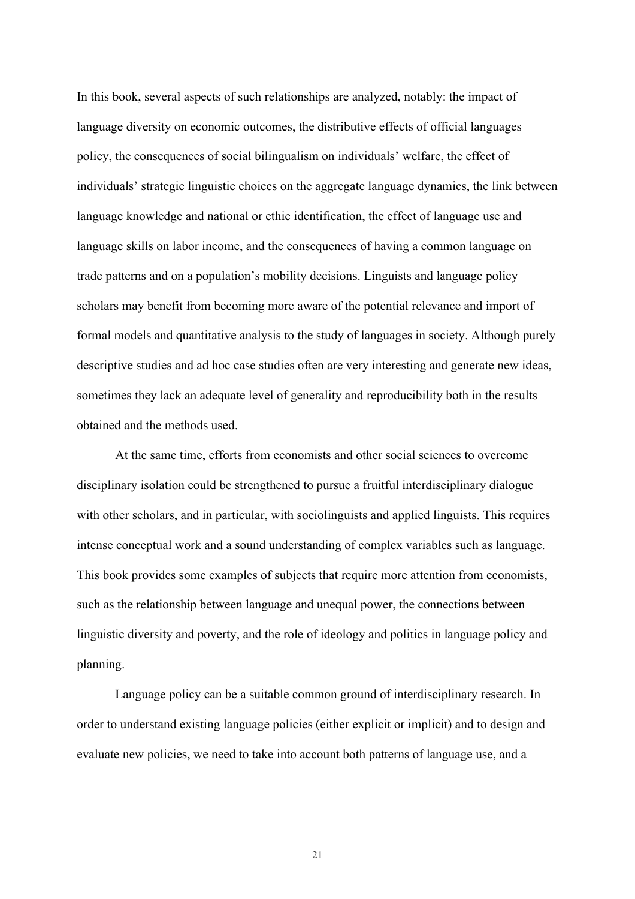In this book, several aspects of such relationships are analyzed, notably: the impact of language diversity on economic outcomes, the distributive effects of official languages policy, the consequences of social bilingualism on individuals' welfare, the effect of individuals' strategic linguistic choices on the aggregate language dynamics, the link between language knowledge and national or ethic identification, the effect of language use and language skills on labor income, and the consequences of having a common language on trade patterns and on a population's mobility decisions. Linguists and language policy scholars may benefit from becoming more aware of the potential relevance and import of formal models and quantitative analysis to the study of languages in society. Although purely descriptive studies and ad hoc case studies often are very interesting and generate new ideas, sometimes they lack an adequate level of generality and reproducibility both in the results obtained and the methods used.

At the same time, efforts from economists and other social sciences to overcome disciplinary isolation could be strengthened to pursue a fruitful interdisciplinary dialogue with other scholars, and in particular, with sociolinguists and applied linguists. This requires intense conceptual work and a sound understanding of complex variables such as language. This book provides some examples of subjects that require more attention from economists, such as the relationship between language and unequal power, the connections between linguistic diversity and poverty, and the role of ideology and politics in language policy and planning.

Language policy can be a suitable common ground of interdisciplinary research. In order to understand existing language policies (either explicit or implicit) and to design and evaluate new policies, we need to take into account both patterns of language use, and a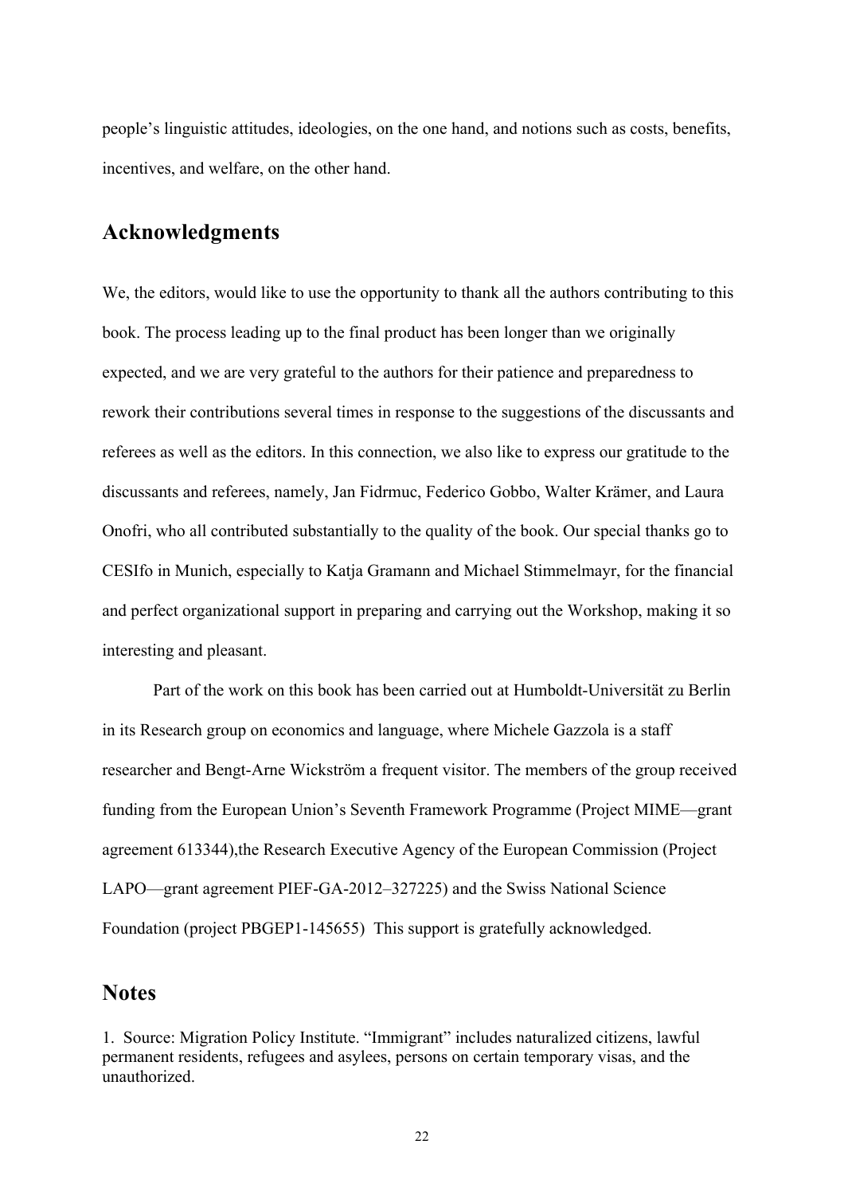people's linguistic attitudes, ideologies, on the one hand, and notions such as costs, benefits, incentives, and welfare, on the other hand.

## Acknowledgments

We, the editors, would like to use the opportunity to thank all the authors contributing to this book. The process leading up to the final product has been longer than we originally expected, and we are very grateful to the authors for their patience and preparedness to rework their contributions several times in response to the suggestions of the discussants and referees as well as the editors. In this connection, we also like to express our gratitude to the discussants and referees, namely, Jan Fidrmuc, Federico Gobbo, Walter Krämer, and Laura Onofri, who all contributed substantially to the quality of the book. Our special thanks go to CESIfo in Munich, especially to Katja Gramann and Michael Stimmelmayr, for the financial and perfect organizational support in preparing and carrying out the Workshop, making it so interesting and pleasant.

Part of the work on this book has been carried out at Humboldt-Universität zu Berlin in its Research group on economics and language, where Michele Gazzola is a staff researcher and Bengt-Arne Wickström a frequent visitor. The members of the group received funding from the European Union's Seventh Framework Programme (Project MIME—grant agreement 613344),the Research Executive Agency of the European Commission (Project LAPO—grant agreement PIEF-GA-2012–327225) and the Swiss National Science Foundation (project PBGEP1-145655)  This support is gratefully acknowledged.

## Notes

1. Source: Migration Policy Institute. "Immigrant" includes naturalized citizens, lawful permanent residents, refugees and asylees, persons on certain temporary visas, and the unauthorized.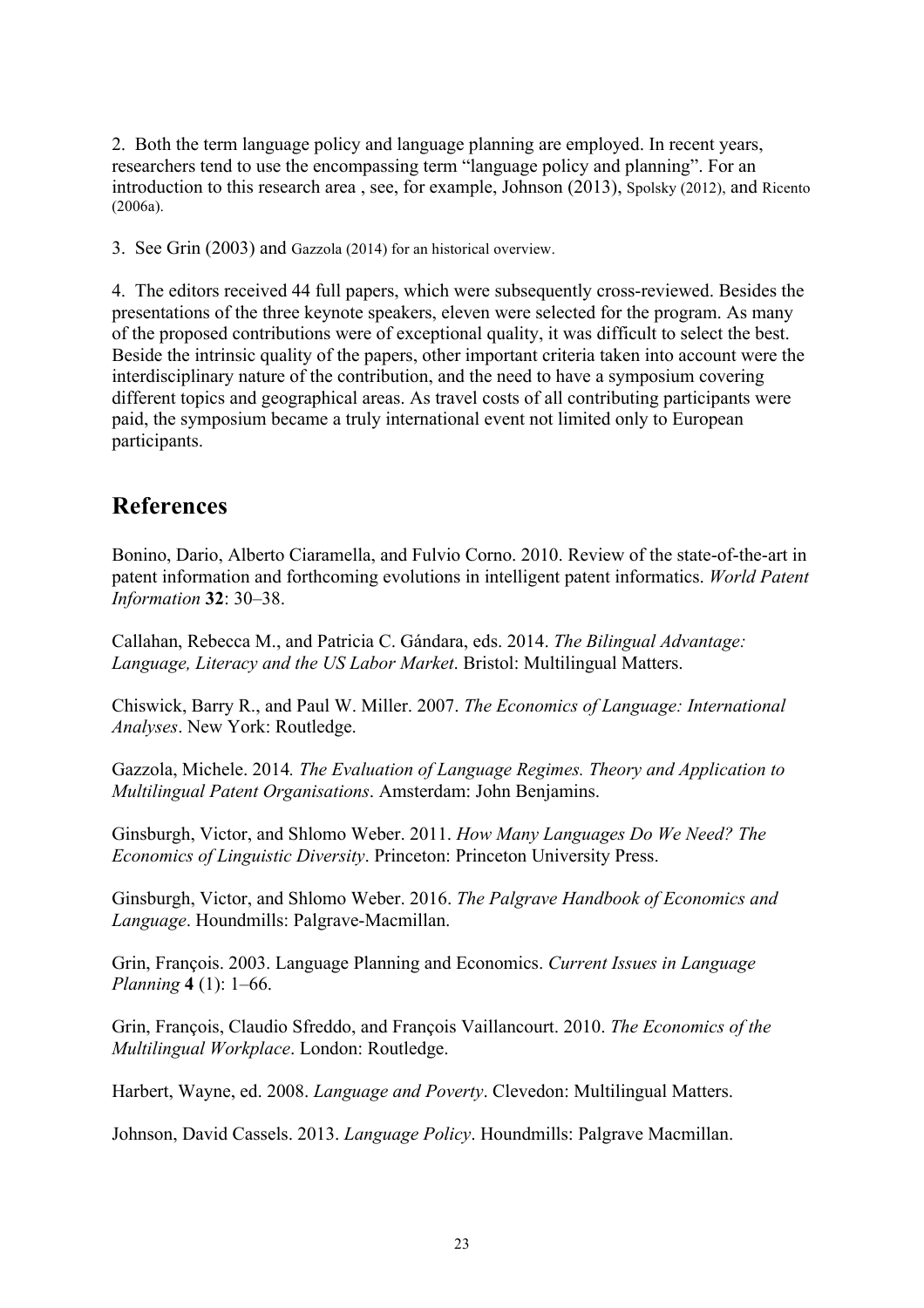2. Both the term language policy and language planning are employed. In recent years, researchers tend to use the encompassing term "language policy and planning". For an introduction to this research area , see, for example, Johnson (2013), Spolsky (2012), and Ricento (2006a).

3. See Grin (2003) and Gazzola (2014) for an historical overview.

4. The editors received 44 full papers, which were subsequently cross-reviewed. Besides the presentations of the three keynote speakers, eleven were selected for the program. As many of the proposed contributions were of exceptional quality, it was difficult to select the best. Beside the intrinsic quality of the papers, other important criteria taken into account were the interdisciplinary nature of the contribution, and the need to have a symposium covering different topics and geographical areas. As travel costs of all contributing participants were paid, the symposium became a truly international event not limited only to European participants.

## References

Bonino, Dario, Alberto Ciaramella, and Fulvio Corno. 2010. Review of the state-of-the-art in patent information and forthcoming evolutions in intelligent patent informatics. *World Patent Information* **32**: 30–38.

Callahan, Rebecca M., and Patricia C. Gándara, eds. 2014. *The Bilingual Advantage: Language, Literacy and the US Labor Market*. Bristol: Multilingual Matters.

Chiswick, Barry R., and Paul W. Miller. 2007. *The Economics of Language: International Analyses*. New York: Routledge.

Gazzola, Michele. 2014. *The Evaluation of Language Regimes. Theory and Application to Multilingual Patent Organisations*. Amsterdam: John Benjamins.

Ginsburgh, Victor, and Shlomo Weber. 2011. *How Many Languages Do We Need? The Economics of Linguistic Diversity*. Princeton: Princeton University Press.

Ginsburgh, Victor, and Shlomo Weber. 2016. *The Palgrave Handbook of Economics and Language*. Houndmills: Palgrave-Macmillan.

Grin, François. 2003. Language Planning and Economics. *Current Issues in Language Planning* **4** (1): 1–66.

Grin, François, Claudio Sfreddo, and François Vaillancourt. 2010. *The Economics of the Multilingual Workplace*. London: Routledge.

Harbert, Wayne, ed. 2008. *Language and Poverty*. Clevedon: Multilingual Matters.

Johnson, David Cassels. 2013. *Language Policy*. Houndmills: Palgrave Macmillan.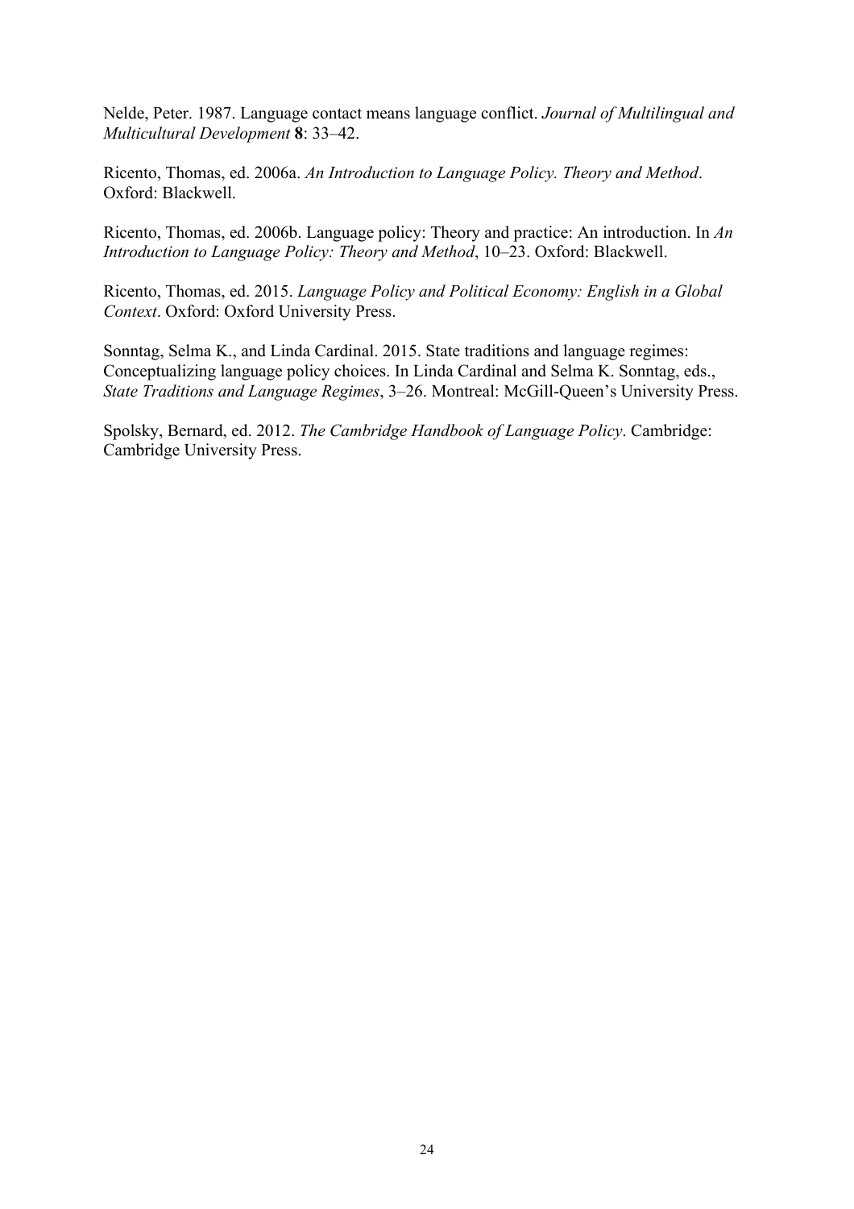Nelde, Peter. 1987. Language contact means language conflict. *Journal of Multilingual and Multicultural Development* **8**: 33–42.

Ricento, Thomas, ed. 2006a. *An Introduction to Language Policy. Theory and Method*. Oxford: Blackwell.

Ricento, Thomas, ed. 2006b. Language policy: Theory and practice: An introduction. In *An Introduction to Language Policy: Theory and Method*, 10–23. Oxford: Blackwell.

Ricento, Thomas, ed. 2015. *Language Policy and Political Economy: English in a Global Context*. Oxford: Oxford University Press.

Sonntag, Selma K., and Linda Cardinal. 2015. State traditions and language regimes: Conceptualizing language policy choices. In Linda Cardinal and Selma K. Sonntag, eds., *State Traditions and Language Regimes*, 3–26. Montreal: McGill-Queen's University Press.

Spolsky, Bernard, ed. 2012. *The Cambridge Handbook of Language Policy*. Cambridge: Cambridge University Press.